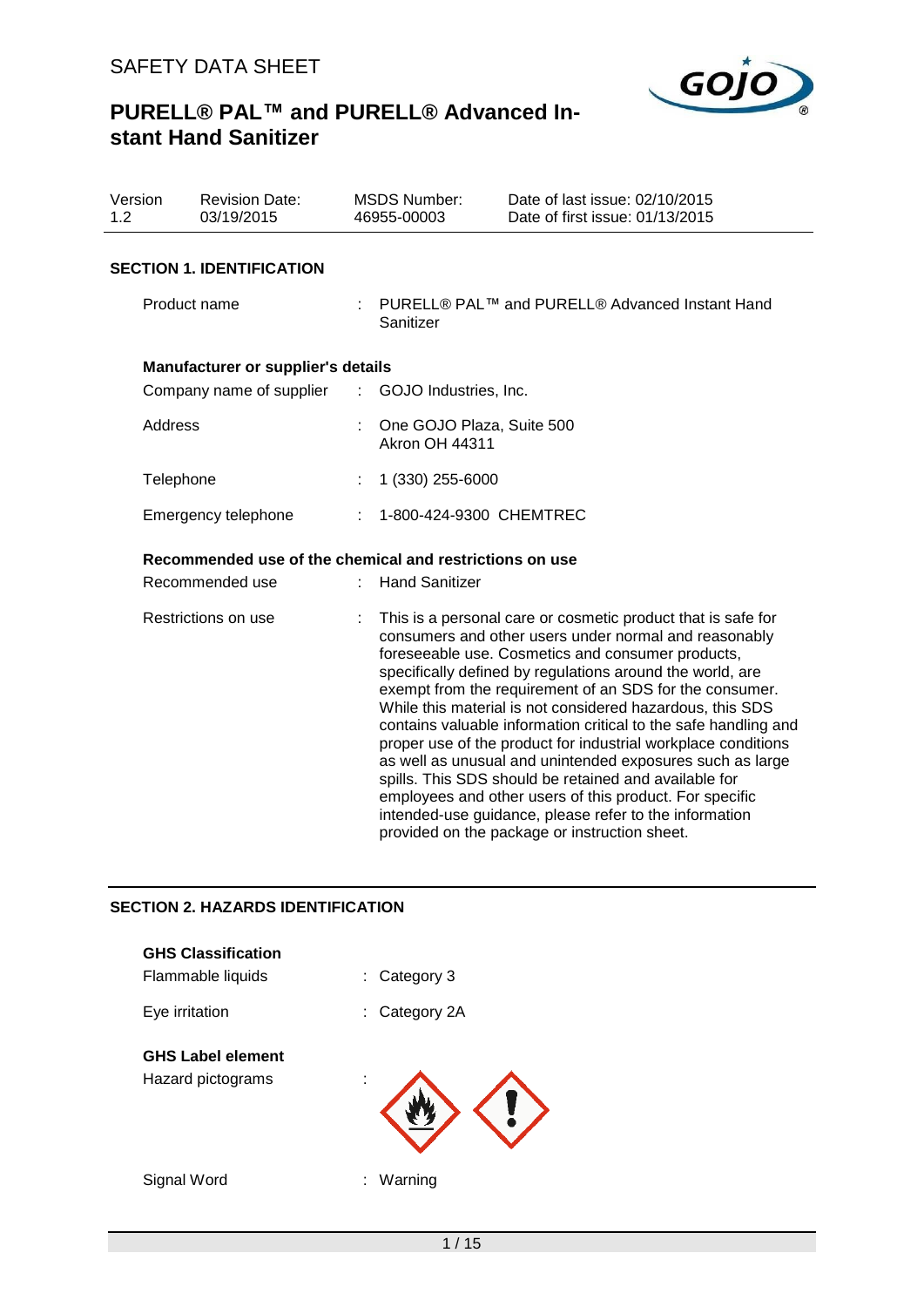# SAFETY DATA SHEET

# PURELL® PAL™ and PURELL® Advanced Instant Hand Sanitizer

| Version | Revision Date: | MSDS Number: | Date of last issue: 02/10/2015 |
|---|---|---|---|
| 1.2 | 03/19/2015 | 46955-00003 | Date of first issue: 01/13/2015 |

## SECTION 1. IDENTIFICATION

Product name : PURELL® PAL™ and PURELL® Advanced Instant Hand Sanitizer

**Manufacturer or supplier's details**

Company name of supplier : GOJO Industries, Inc.

Address : One GOJO Plaza, Suite 500
Akron OH 44311

Telephone : 1 (330) 255-6000

Emergency telephone : 1-800-424-9300 CHEMTREC

**Recommended use of the chemical and restrictions on use**

Recommended use : Hand Sanitizer

Restrictions on use : This is a personal care or cosmetic product that is safe for consumers and other users under normal and reasonably foreseeable use. Cosmetics and consumer products, specifically defined by regulations around the world, are exempt from the requirement of an SDS for the consumer. While this material is not considered hazardous, this SDS contains valuable information critical to the safe handling and proper use of the product for industrial workplace conditions as well as unusual and unintended exposures such as large spills. This SDS should be retained and available for employees and other users of this product. For specific intended-use guidance, please refer to the information provided on the package or instruction sheet.

## SECTION 2. HAZARDS IDENTIFICATION

**GHS Classification**

Flammable liquids : Category 3

Eye irritation : Category 2A

**GHS Label element**

Hazard pictograms :

Signal Word : Warning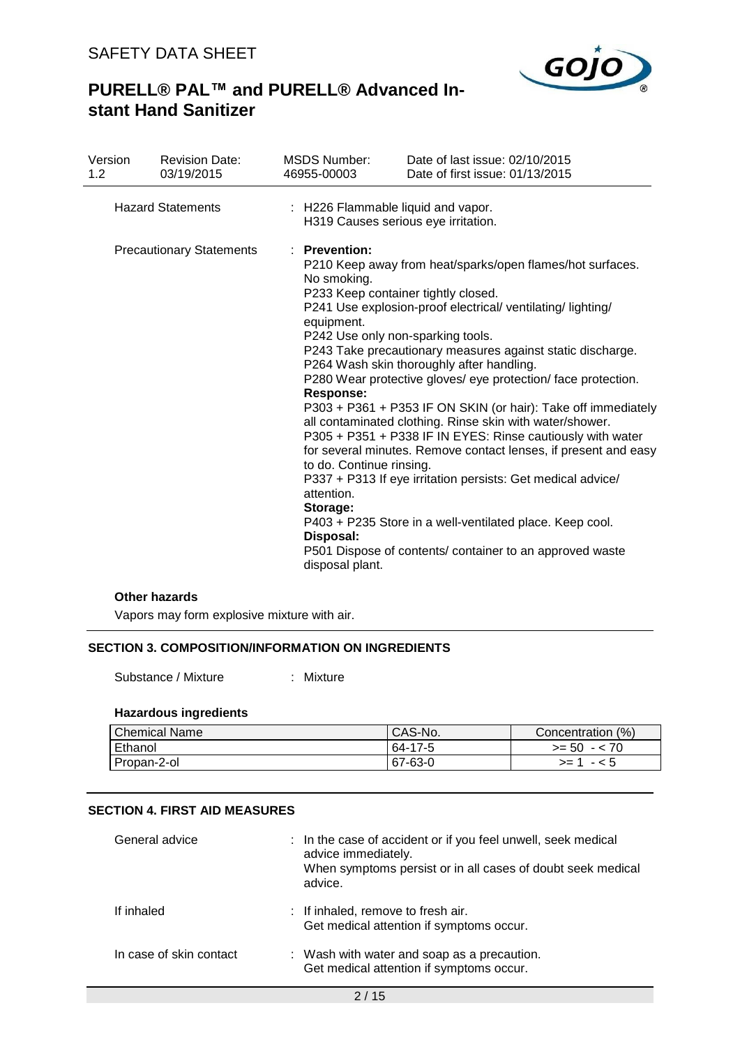| Version 1.2 | Revision Date: 03/19/2015 | MSDS Number: 46955-00003 | Date of last issue: 02/10/2015 Date of first issue: 01/13/2015 |
|---|---|---|---|

Hazard Statements : H226 Flammable liquid and vapor.
H319 Causes serious eye irritation.

Precautionary Statements : **Prevention:**
P210 Keep away from heat/sparks/open flames/hot surfaces. No smoking.
P233 Keep container tightly closed.
P241 Use explosion-proof electrical/ ventilating/ lighting/ equipment.
P242 Use only non-sparking tools.
P243 Take precautionary measures against static discharge.
P264 Wash skin thoroughly after handling.
P280 Wear protective gloves/ eye protection/ face protection.
**Response:**
P303 + P361 + P353 IF ON SKIN (or hair): Take off immediately all contaminated clothing. Rinse skin with water/shower.
P305 + P351 + P338 IF IN EYES: Rinse cautiously with water for several minutes. Remove contact lenses, if present and easy to do. Continue rinsing.
P337 + P313 If eye irritation persists: Get medical advice/ attention.
**Storage:**
P403 + P235 Store in a well-ventilated place. Keep cool.
**Disposal:**
P501 Dispose of contents/ container to an approved waste disposal plant.

**Other hazards**

Vapors may form explosive mixture with air.

## SECTION 3. COMPOSITION/INFORMATION ON INGREDIENTS

Substance / Mixture : Mixture

**Hazardous ingredients**

| Chemical Name | CAS-No. | Concentration (%) |
|---|---|---|
| Ethanol | 64-17-5 | >= 50 - < 70 |
| Propan-2-ol | 67-63-0 | >= 1 - < 5 |

## SECTION 4. FIRST AID MEASURES

General advice : In the case of accident or if you feel unwell, seek medical advice immediately.
When symptoms persist or in all cases of doubt seek medical advice.

If inhaled : If inhaled, remove to fresh air.
Get medical attention if symptoms occur.

In case of skin contact : Wash with water and soap as a precaution.
Get medical attention if symptoms occur.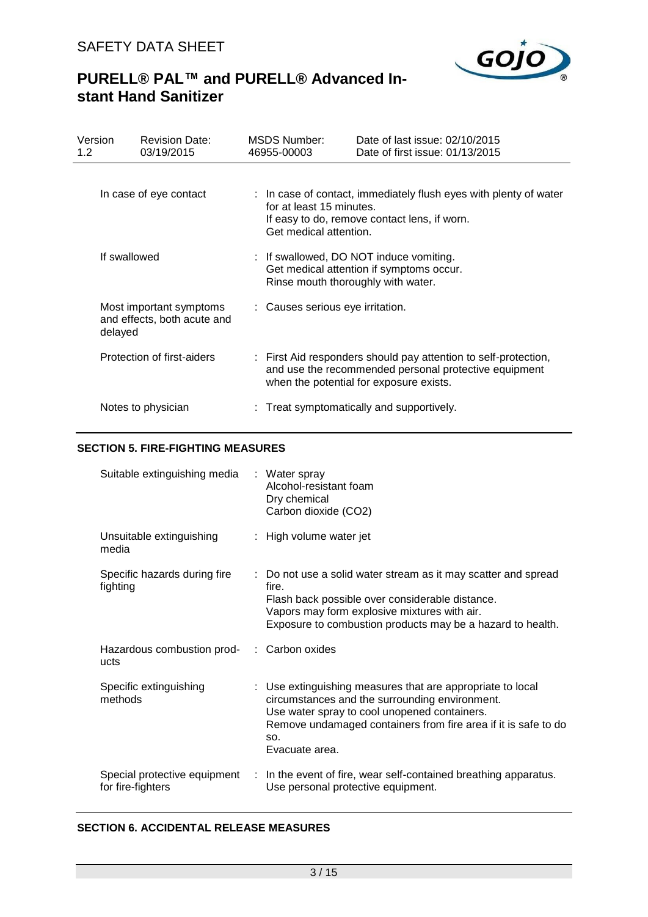| | |
|---|---|
| In case of eye contact | : In case of contact, immediately flush eyes with plenty of water for at least 15 minutes.<br>If easy to do, remove contact lens, if worn.<br>Get medical attention. |
| If swallowed | : If swallowed, DO NOT induce vomiting.<br>Get medical attention if symptoms occur.<br>Rinse mouth thoroughly with water. |
| Most important symptoms and effects, both acute and delayed | : Causes serious eye irritation. |
| Protection of first-aiders | : First Aid responders should pay attention to self-protection, and use the recommended personal protective equipment when the potential for exposure exists. |
| Notes to physician | : Treat symptomatically and supportively. |

## SECTION 5. FIRE-FIGHTING MEASURES

| | |
|---|---|
| Suitable extinguishing media | : Water spray<br>Alcohol-resistant foam<br>Dry chemical<br>Carbon dioxide ($CO_2$) |
| Unsuitable extinguishing media | : High volume water jet |
| Specific hazards during fire fighting | : Do not use a solid water stream as it may scatter and spread fire.<br>Flash back possible over considerable distance.<br>Vapors may form explosive mixtures with air.<br>Exposure to combustion products may be a hazard to health. |
| Hazardous combustion products | : Carbon oxides |
| Specific extinguishing methods | : Use extinguishing measures that are appropriate to local circumstances and the surrounding environment.<br>Use water spray to cool unopened containers.<br>Remove undamaged containers from fire area if it is safe to do so.<br>Evacuate area. |
| Special protective equipment for fire-fighters | : In the event of fire, wear self-contained breathing apparatus.<br>Use personal protective equipment. |

## SECTION 6. ACCIDENTAL RELEASE MEASURES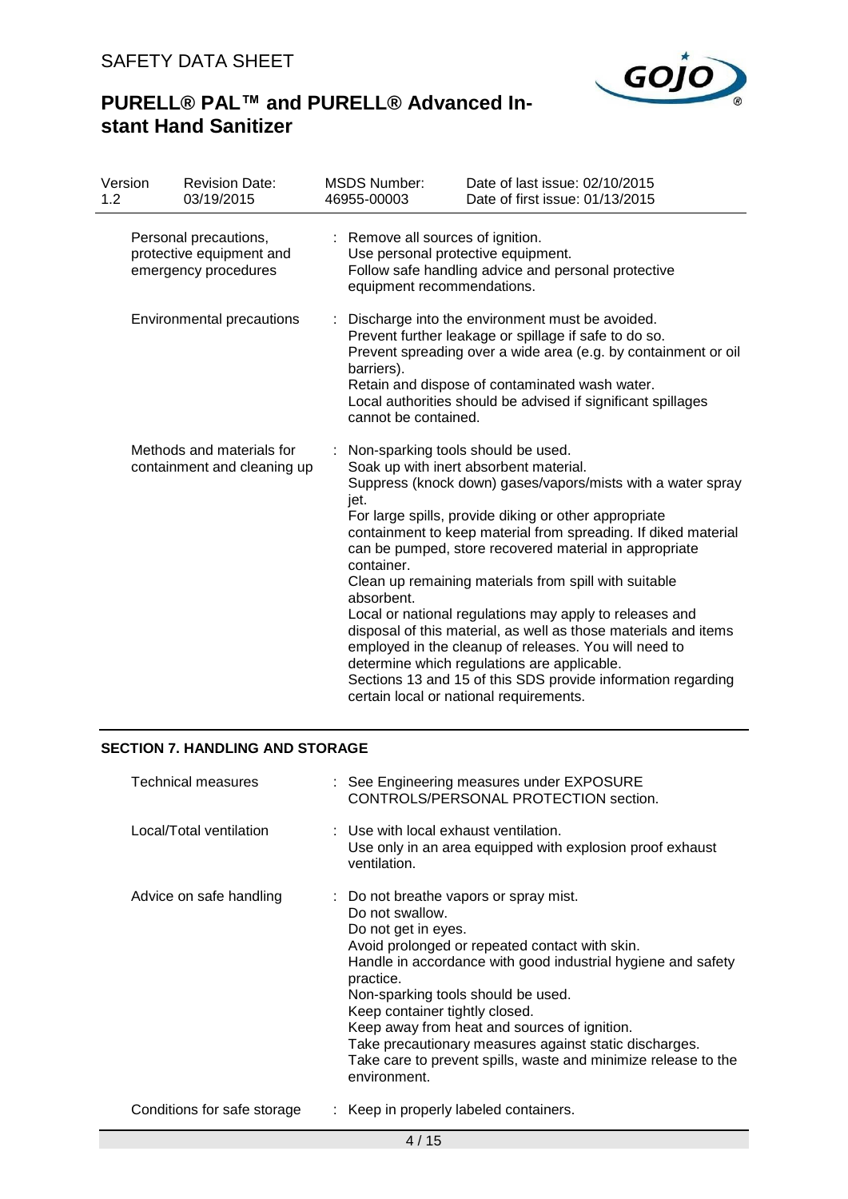| | |
|---|---|
| Personal precautions, protective equipment and emergency procedures | : Remove all sources of ignition.<br>Use personal protective equipment.<br>Follow safe handling advice and personal protective equipment recommendations. |
| Environmental precautions | : Discharge into the environment must be avoided.<br>Prevent further leakage or spillage if safe to do so.<br>Prevent spreading over a wide area (e.g. by containment or oil barriers).<br>Retain and dispose of contaminated wash water.<br>Local authorities should be advised if significant spillages cannot be contained. |
| Methods and materials for containment and cleaning up | : Non-sparking tools should be used.<br>Soak up with inert absorbent material.<br>Suppress (knock down) gases/vapors/mists with a water spray jet.<br>For large spills, provide diking or other appropriate containment to keep material from spreading. If diked material can be pumped, store recovered material in appropriate container.<br>Clean up remaining materials from spill with suitable absorbent.<br>Local or national regulations may apply to releases and disposal of this material, as well as those materials and items employed in the cleanup of releases. You will need to determine which regulations are applicable.<br>Sections 13 and 15 of this SDS provide information regarding certain local or national requirements. |

## SECTION 7. HANDLING AND STORAGE

| | |
|---|---|
| Technical measures | : See Engineering measures under EXPOSURE CONTROLS/PERSONAL PROTECTION section. |
| Local/Total ventilation | : Use with local exhaust ventilation.<br>Use only in an area equipped with explosion proof exhaust ventilation. |
| Advice on safe handling | : Do not breathe vapors or spray mist.<br>Do not swallow.<br>Do not get in eyes.<br>Avoid prolonged or repeated contact with skin.<br>Handle in accordance with good industrial hygiene and safety practice.<br>Non-sparking tools should be used.<br>Keep container tightly closed.<br>Keep away from heat and sources of ignition.<br>Take precautionary measures against static discharges.<br>Take care to prevent spills, waste and minimize release to the environment. |
| Conditions for safe storage | : Keep in properly labeled containers. |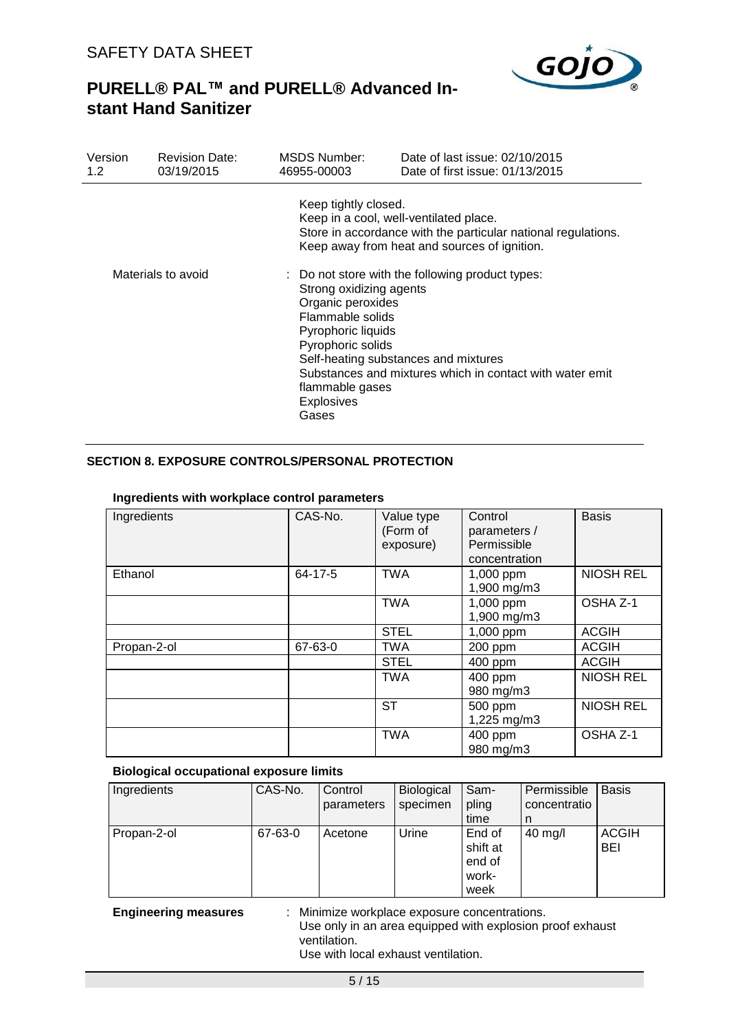Keep tightly closed.
Keep in a cool, well-ventilated place.
Store in accordance with the particular national regulations.
Keep away from heat and sources of ignition.

Materials to avoid : Do not store with the following product types:
Strong oxidizing agents
Organic peroxides
Flammable solids
Pyrophoric liquids
Pyrophoric solids
Self-heating substances and mixtures
Substances and mixtures which in contact with water emit flammable gases
Explosives
Gases

## SECTION 8. EXPOSURE CONTROLS/PERSONAL PROTECTION

**Ingredients with workplace control parameters**

| Ingredients | CAS-No. | Value type (Form of exposure) | Control parameters / Permissible concentration | Basis |
|---|---|---|---|---|
| Ethanol | 64-17-5 | TWA | 1,000 ppm<br>1,900 mg/m3 | NIOSH REL |
| | | TWA | 1,000 ppm<br>1,900 mg/m3 | OSHA Z-1 |
| | | STEL | 1,000 ppm | ACGIH |
| Propan-2-ol | 67-63-0 | TWA | 200 ppm | ACGIH |
| | | STEL | 400 ppm | ACGIH |
| | | TWA | 400 ppm<br>980 mg/m3 | NIOSH REL |
| | | ST | 500 ppm<br>1,225 mg/m3 | NIOSH REL |
| | | TWA | 400 ppm<br>980 mg/m3 | OSHA Z-1 |

**Biological occupational exposure limits**

| Ingredients | CAS-No. | Control parameters | Biological specimen | Sampling time | Permissible concentration | Basis |
|---|---|---|---|---|---|---|
| Propan-2-ol | 67-63-0 | Acetone | Urine | End of shift at end of workweek | 40 mg/l | ACGIH BEI |

**Engineering measures** : Minimize workplace exposure concentrations.
Use only in an area equipped with explosion proof exhaust ventilation.
Use with local exhaust ventilation.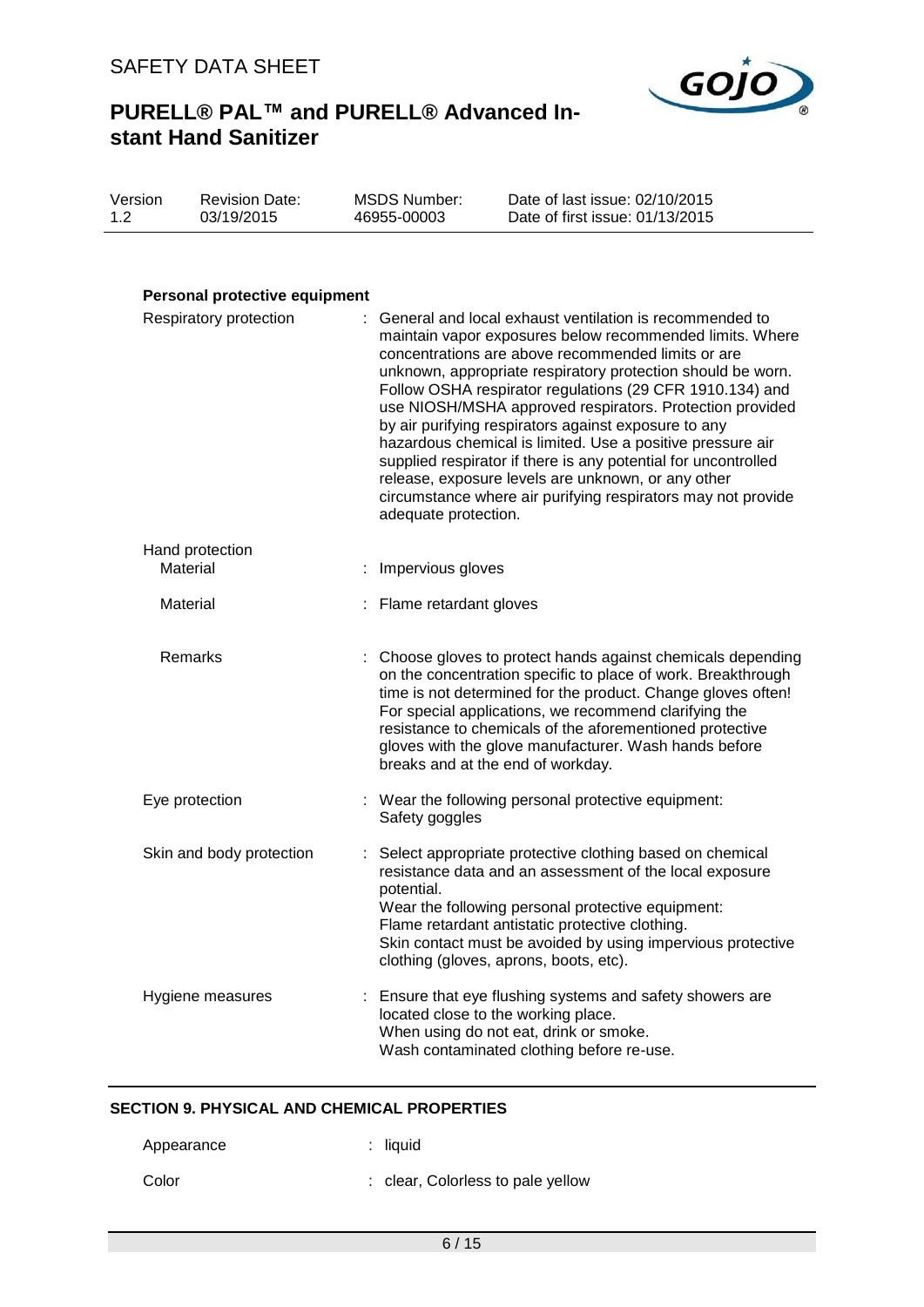**Personal protective equipment**

| | |
|---|---|
| Respiratory protection | : General and local exhaust ventilation is recommended to maintain vapor exposures below recommended limits. Where concentrations are above recommended limits or are unknown, appropriate respiratory protection should be worn. Follow OSHA respirator regulations (29 CFR 1910.134) and use NIOSH/MSHA approved respirators. Protection provided by air purifying respirators against exposure to any hazardous chemical is limited. Use a positive pressure air supplied respirator if there is any potential for uncontrolled release, exposure levels are unknown, or any other circumstance where air purifying respirators may not provide adequate protection. |
| Hand protection | |
| Material | : Impervious gloves |
| Material | : Flame retardant gloves |
| Remarks | : Choose gloves to protect hands against chemicals depending on the concentration specific to place of work. Breakthrough time is not determined for the product. Change gloves often! For special applications, we recommend clarifying the resistance to chemicals of the aforementioned protective gloves with the glove manufacturer. Wash hands before breaks and at the end of workday. |
| Eye protection | : Wear the following personal protective equipment: Safety goggles |
| Skin and body protection | : Select appropriate protective clothing based on chemical resistance data and an assessment of the local exposure potential. Wear the following personal protective equipment: Flame retardant antistatic protective clothing. Skin contact must be avoided by using impervious protective clothing (gloves, aprons, boots, etc). |
| Hygiene measures | : Ensure that eye flushing systems and safety showers are located close to the working place. When using do not eat, drink or smoke. Wash contaminated clothing before re-use. |

## SECTION 9. PHYSICAL AND CHEMICAL PROPERTIES

| | |
|---|---|
| Appearance | : liquid |
| Color | : clear, Colorless to pale yellow |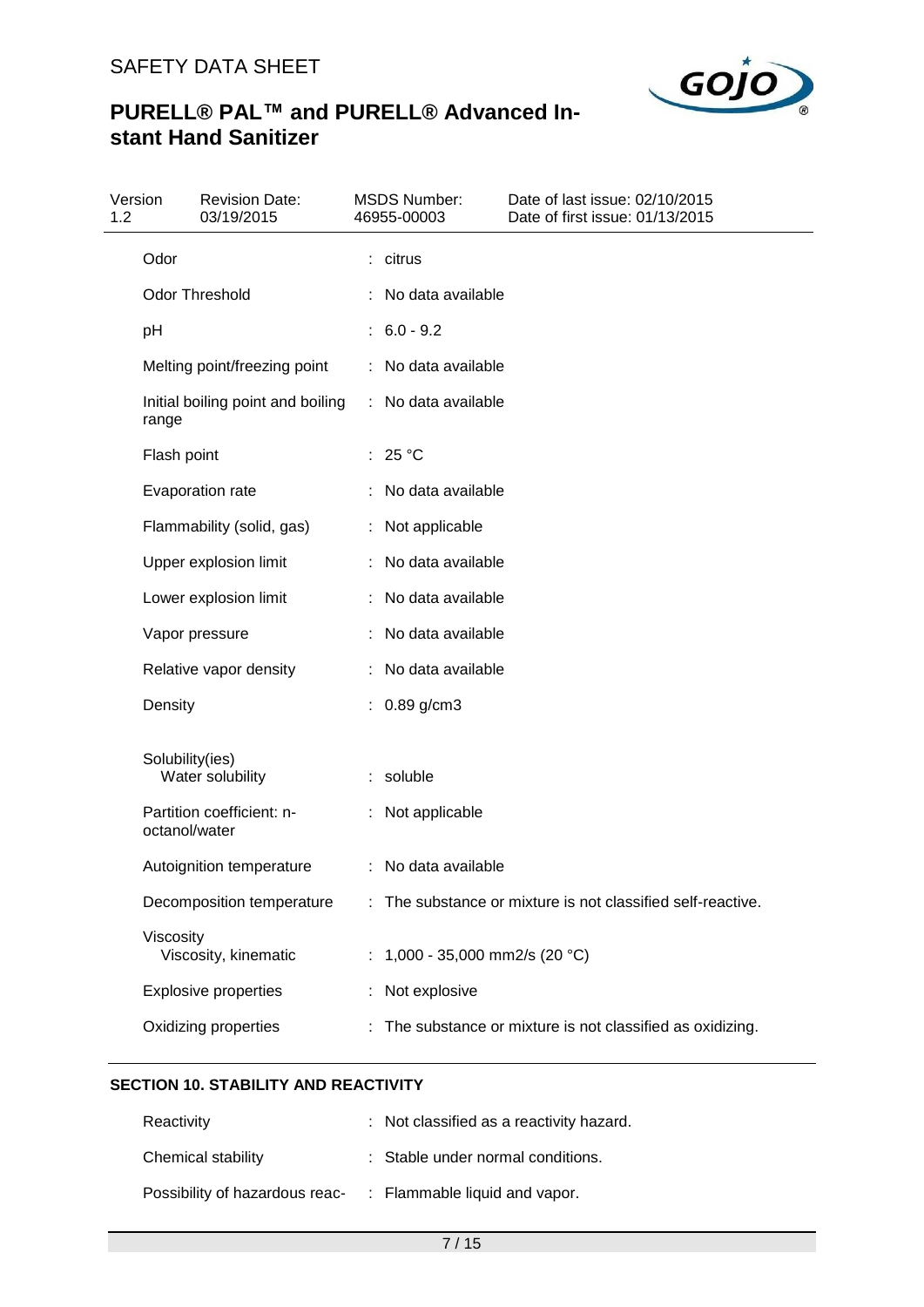| | | |
|---|---|---|
| Odor | : | citrus |
| Odor Threshold | : | No data available |
| pH | : | 6.0 - 9.2 |
| Melting point/freezing point | : | No data available |
| Initial boiling point and boiling range | : | No data available |
| Flash point | : | 25 °C |
| Evaporation rate | : | No data available |
| Flammability (solid, gas) | : | Not applicable |
| Upper explosion limit | : | No data available |
| Lower explosion limit | : | No data available |
| Vapor pressure | : | No data available |
| Relative vapor density | : | No data available |
| Density | : | 0.89 g/cm3 |
| Solubility(ies) | | |
| Water solubility | : | soluble |
| Partition coefficient: n-octanol/water | : | Not applicable |
| Autoignition temperature | : | No data available |
| Decomposition temperature | : | The substance or mixture is not classified self-reactive. |
| Viscosity | | |
| Viscosity, kinematic | : | 1,000 - 35,000 mm2/s (20 °C) |
| Explosive properties | : | Not explosive |
| Oxidizing properties | : | The substance or mixture is not classified as oxidizing. |

## SECTION 10. STABILITY AND REACTIVITY

| | | |
|---|---|---|
| Reactivity | : | Not classified as a reactivity hazard. |
| Chemical stability | : | Stable under normal conditions. |
| Possibility of hazardous reac- | : | Flammable liquid and vapor. |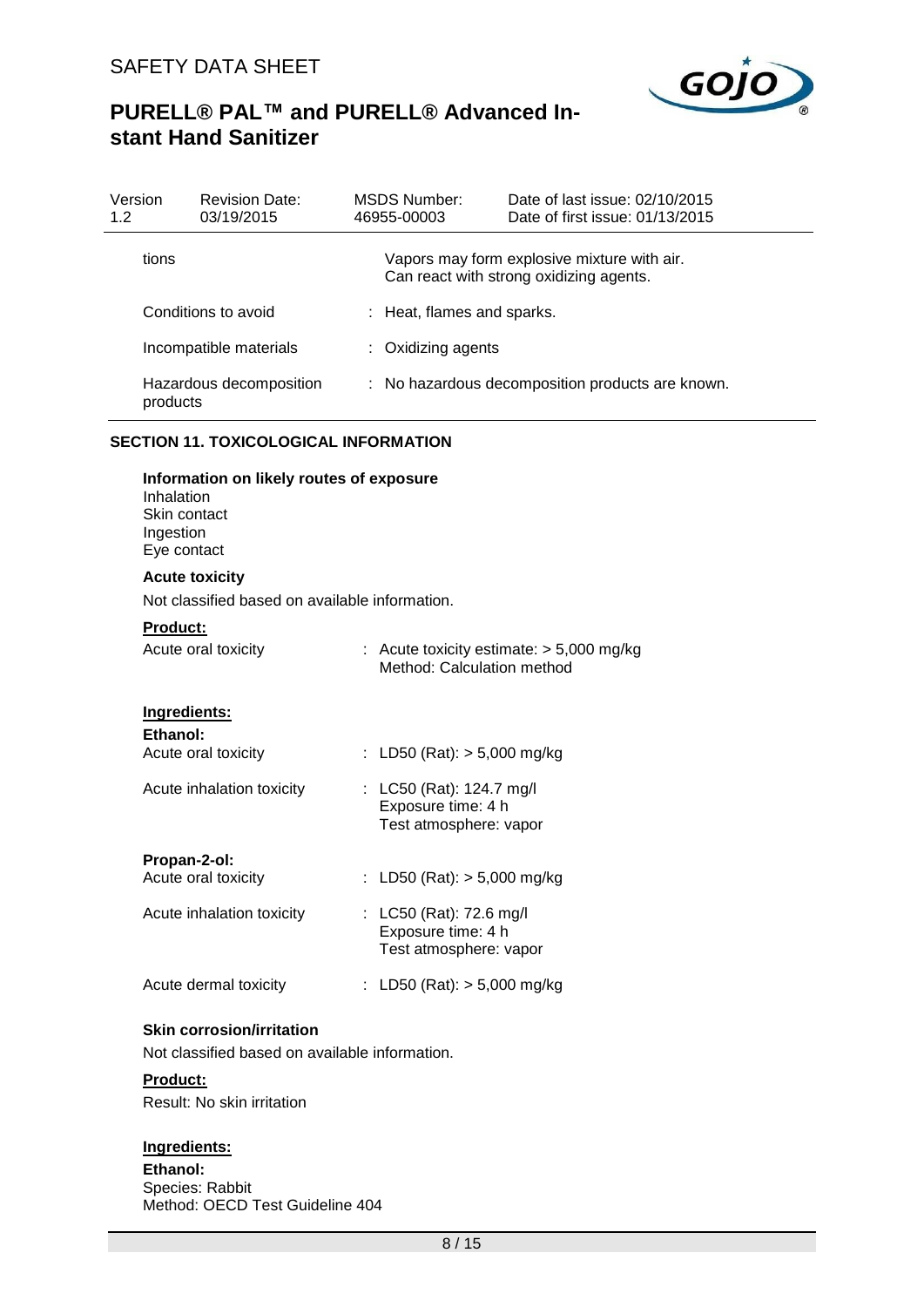| | |
|---|---|
| tions | Vapors may form explosive mixture with air.<br>Can react with strong oxidizing agents. |
| Conditions to avoid | : Heat, flames and sparks. |
| Incompatible materials | : Oxidizing agents |
| Hazardous decomposition products | : No hazardous decomposition products are known. |

## SECTION 11. TOXICOLOGICAL INFORMATION

**Information on likely routes of exposure**
Inhalation
Skin contact
Ingestion
Eye contact

**Acute toxicity**

Not classified based on available information.

**Product:**

| | |
|---|---|
| Acute oral toxicity | : Acute toxicity estimate: > 5,000 mg/kg<br>Method: Calculation method |

**Ingredients:**

**Ethanol:**

| | |
|---|---|
| Acute oral toxicity | : LD50 (Rat): > 5,000 mg/kg |
| Acute inhalation toxicity | : LC50 (Rat): 124.7 mg/l<br>Exposure time: 4 h<br>Test atmosphere: vapor |

**Propan-2-ol:**

| | |
|---|---|
| Acute oral toxicity | : LD50 (Rat): > 5,000 mg/kg |
| Acute inhalation toxicity | : LC50 (Rat): 72.6 mg/l<br>Exposure time: 4 h<br>Test atmosphere: vapor |
| Acute dermal toxicity | : LD50 (Rat): > 5,000 mg/kg |

**Skin corrosion/irritation**

Not classified based on available information.

**Product:**

Result: No skin irritation

**Ingredients:**

**Ethanol:**
Species: Rabbit
Method: OECD Test Guideline 404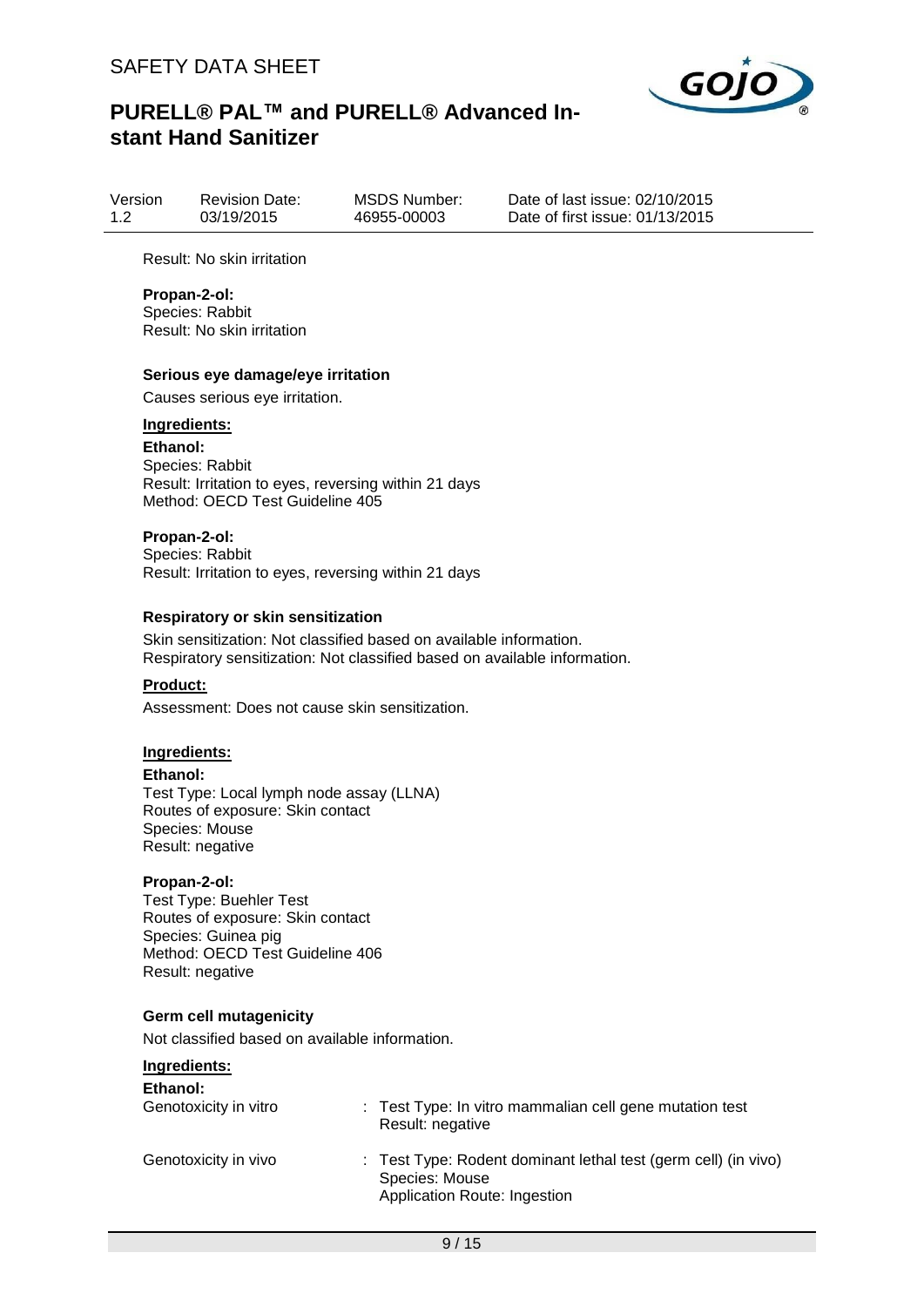Result: No skin irritation

**Propan-2-ol:**
Species: Rabbit
Result: No skin irritation

**Serious eye damage/eye irritation**

Causes serious eye irritation.

**Ingredients:**

**Ethanol:**
Species: Rabbit
Result: Irritation to eyes, reversing within 21 days
Method: OECD Test Guideline 405

**Propan-2-ol:**
Species: Rabbit
Result: Irritation to eyes, reversing within 21 days

**Respiratory or skin sensitization**

Skin sensitization: Not classified based on available information.
Respiratory sensitization: Not classified based on available information.

**Product:**

Assessment: Does not cause skin sensitization.

**Ingredients:**

**Ethanol:**
Test Type: Local lymph node assay (LLNA)
Routes of exposure: Skin contact
Species: Mouse
Result: negative

**Propan-2-ol:**
Test Type: Buehler Test
Routes of exposure: Skin contact
Species: Guinea pig
Method: OECD Test Guideline 406
Result: negative

**Germ cell mutagenicity**

Not classified based on available information.

**Ingredients:**

**Ethanol:**

Genotoxicity in vitro : Test Type: In vitro mammalian cell gene mutation test
Result: negative

Genotoxicity in vivo : Test Type: Rodent dominant lethal test (germ cell) (in vivo)
Species: Mouse
Application Route: Ingestion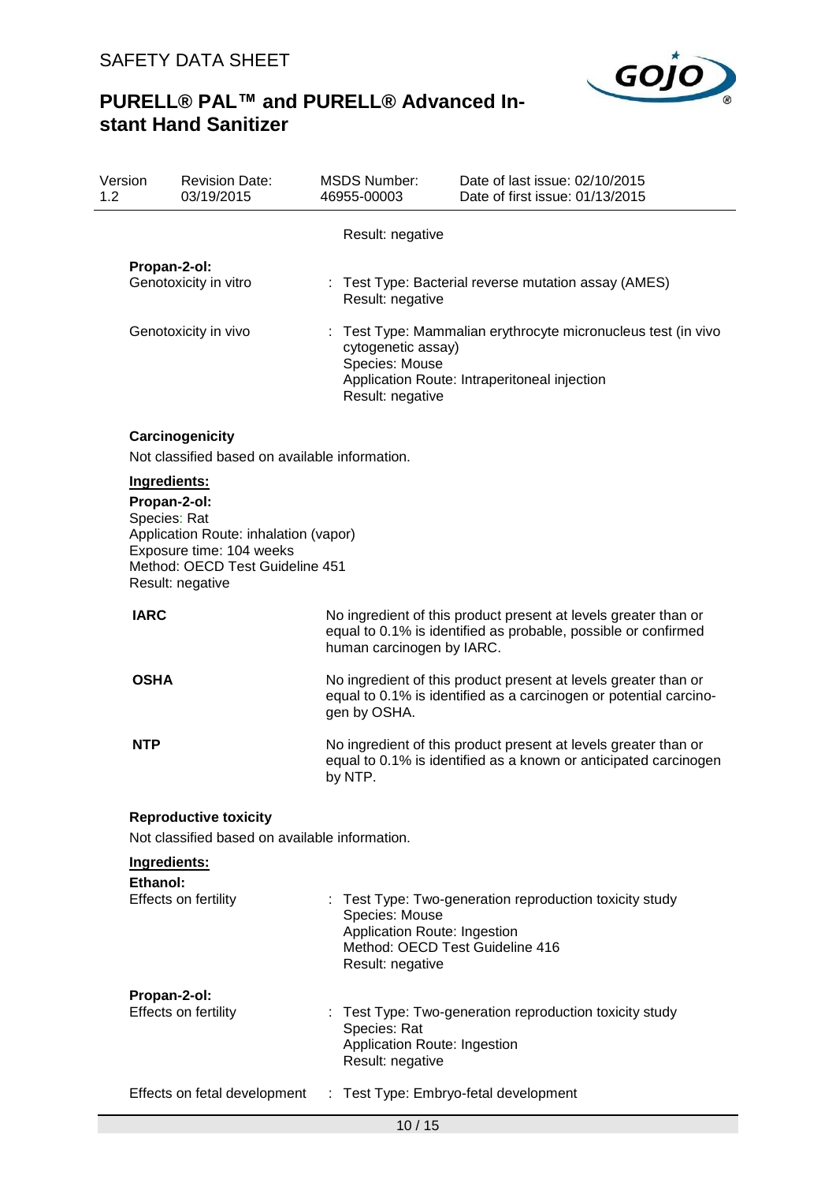Result: negative

**Propan-2-ol:**

Genotoxicity in vitro : Test Type: Bacterial reverse mutation assay (AMES)
Result: negative

Genotoxicity in vivo : Test Type: Mammalian erythrocyte micronucleus test (in vivo cytogenetic assay)
Species: Mouse
Application Route: Intraperitoneal injection
Result: negative

**Carcinogenicity**

Not classified based on available information.

**Ingredients:**

**Propan-2-ol:**
Species: Rat
Application Route: inhalation (vapor)
Exposure time: 104 weeks
Method: OECD Test Guideline 451
Result: negative

**IARC** No ingredient of this product present at levels greater than or equal to 0.1% is identified as probable, possible or confirmed human carcinogen by IARC.

**OSHA** No ingredient of this product present at levels greater than or equal to 0.1% is identified as a carcinogen or potential carcinogen by OSHA.

**NTP** No ingredient of this product present at levels greater than or equal to 0.1% is identified as a known or anticipated carcinogen by NTP.

**Reproductive toxicity**

Not classified based on available information.

**Ingredients:**

**Ethanol:**

Effects on fertility : Test Type: Two-generation reproduction toxicity study
Species: Mouse
Application Route: Ingestion
Method: OECD Test Guideline 416
Result: negative

**Propan-2-ol:**

Effects on fertility : Test Type: Two-generation reproduction toxicity study
Species: Rat
Application Route: Ingestion
Result: negative

Effects on fetal development : Test Type: Embryo-fetal development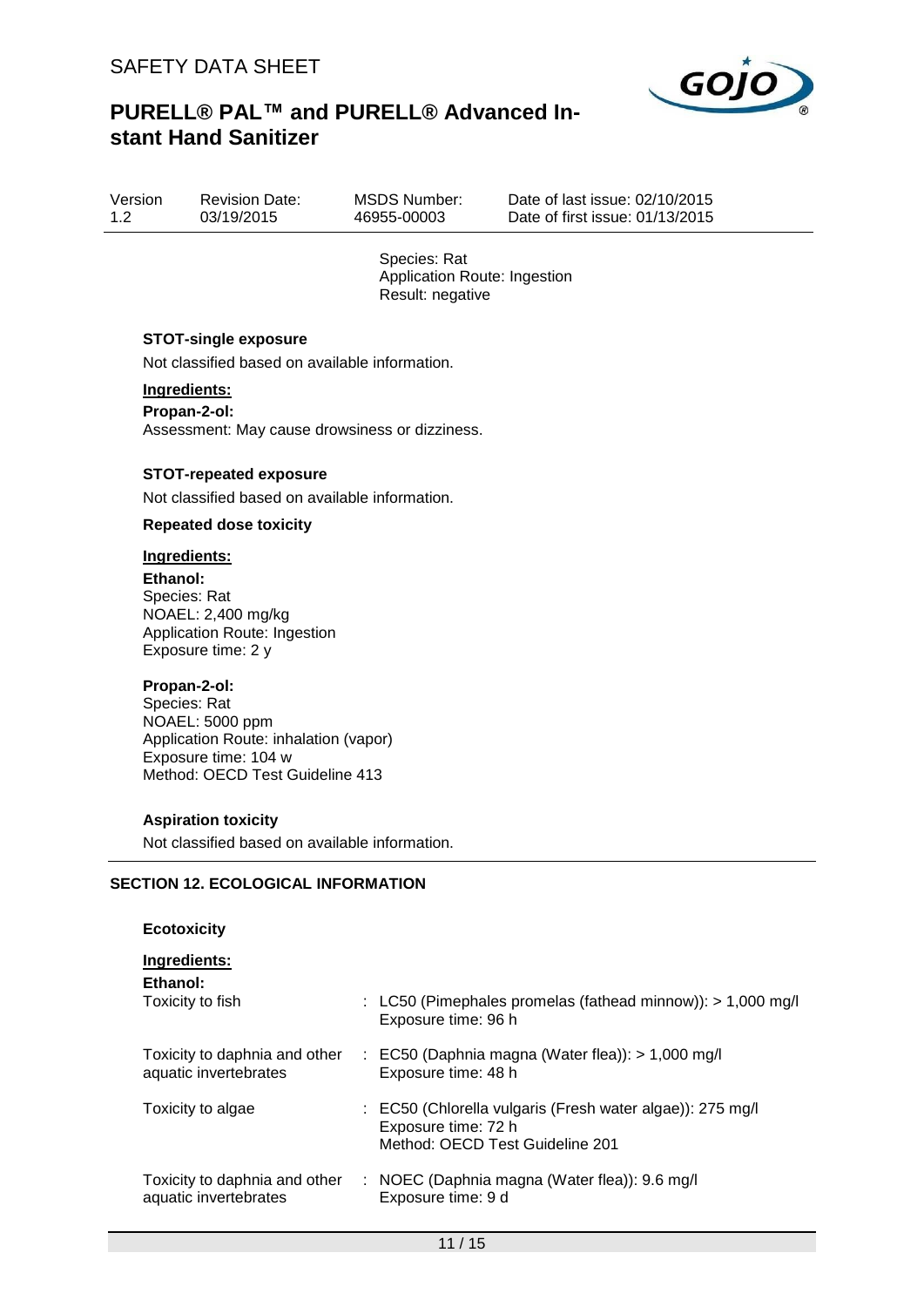Species: Rat
Application Route: Ingestion
Result: negative

**STOT-single exposure**

Not classified based on available information.

**Ingredients:**

**Propan-2-ol:**
Assessment: May cause drowsiness or dizziness.

**STOT-repeated exposure**

Not classified based on available information.

**Repeated dose toxicity**

**Ingredients:**

**Ethanol:**
Species: Rat
NOAEL: 2,400 mg/kg
Application Route: Ingestion
Exposure time: 2 y

**Propan-2-ol:**
Species: Rat
NOAEL: 5000 ppm
Application Route: inhalation (vapor)
Exposure time: 104 w
Method: OECD Test Guideline 413

**Aspiration toxicity**

Not classified based on available information.

## SECTION 12. ECOLOGICAL INFORMATION

**Ecotoxicity**

**Ingredients:**

**Ethanol:**

| | |
|---|---|
| Toxicity to fish | : LC50 (Pimephales promelas (fathead minnow)): > 1,000 mg/l<br>Exposure time: 96 h |
| Toxicity to daphnia and other aquatic invertebrates | : EC50 (Daphnia magna (Water flea)): > 1,000 mg/l<br>Exposure time: 48 h |
| Toxicity to algae | : EC50 (Chlorella vulgaris (Fresh water algae)): 275 mg/l<br>Exposure time: 72 h<br>Method: OECD Test Guideline 201 |
| Toxicity to daphnia and other aquatic invertebrates | : NOEC (Daphnia magna (Water flea)): 9.6 mg/l<br>Exposure time: 9 d |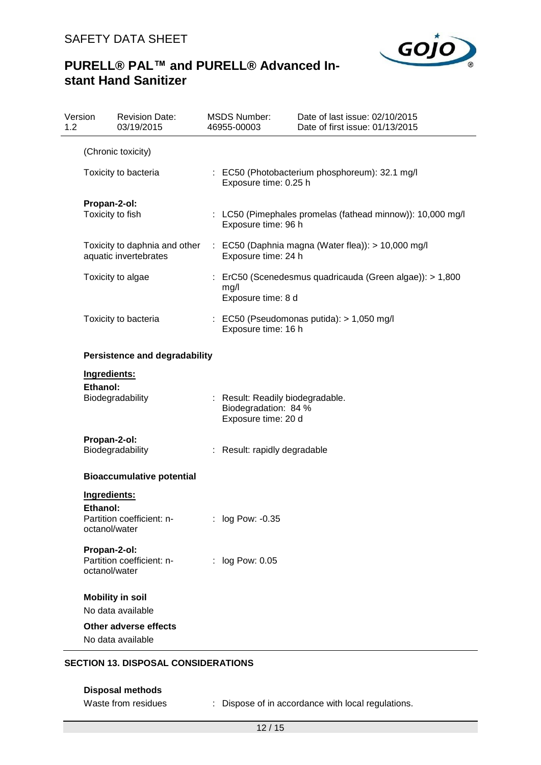(Chronic toxicity)

Toxicity to bacteria : EC50 (Photobacterium phosphoreum): 32.1 mg/l
Exposure time: 0.25 h

**Propan-2-ol:**

Toxicity to fish : LC50 (Pimephales promelas (fathead minnow)): 10,000 mg/l
Exposure time: 96 h

Toxicity to daphnia and other aquatic invertebrates : EC50 (Daphnia magna (Water flea)): > 10,000 mg/l
Exposure time: 24 h

Toxicity to algae : ErC50 (Scenedesmus quadricauda (Green algae)): > 1,800 mg/l
Exposure time: 8 d

Toxicity to bacteria : EC50 (Pseudomonas putida): > 1,050 mg/l
Exposure time: 16 h

**Persistence and degradability**

**Ingredients:**

**Ethanol:**

Biodegradability : Result: Readily biodegradable.
Biodegradation: 84 %
Exposure time: 20 d

**Propan-2-ol:**

Biodegradability : Result: rapidly degradable

**Bioaccumulative potential**

**Ingredients:**

**Ethanol:**

Partition coefficient: n-octanol/water : log Pow: -0.35

**Propan-2-ol:**

Partition coefficient: n-octanol/water : log Pow: 0.05

**Mobility in soil**

No data available

**Other adverse effects**

No data available

## SECTION 13. DISPOSAL CONSIDERATIONS

**Disposal methods**

Waste from residues : Dispose of in accordance with local regulations.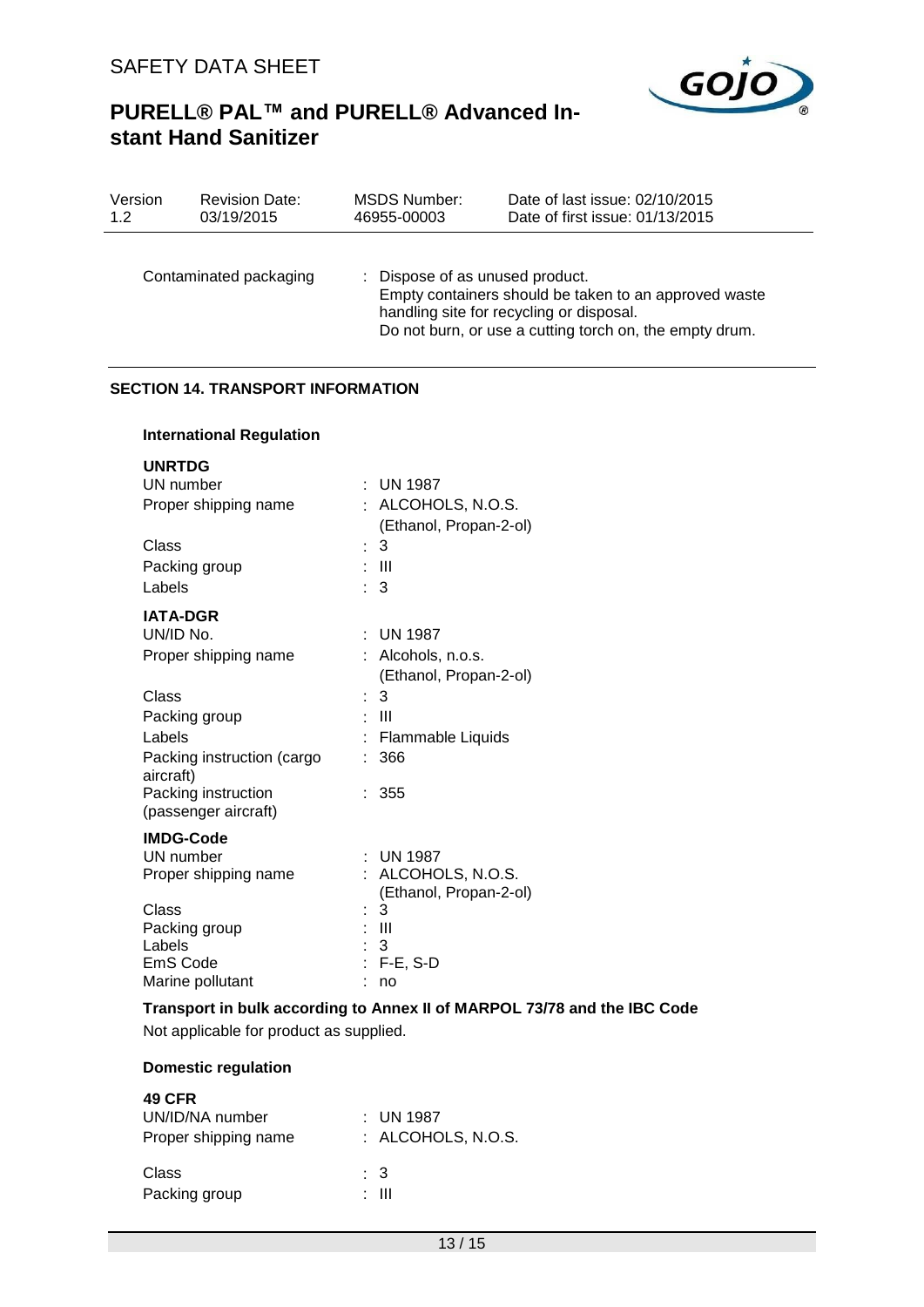| Contaminated packaging | : Dispose of as unused product. Empty containers should be taken to an approved waste handling site for recycling or disposal. Do not burn, or use a cutting torch on, the empty drum. |
|---|---|

## SECTION 14. TRANSPORT INFORMATION

### International Regulation

**UNRTDG**

| | |
|---|---|
| UN number | : UN 1987 |
| Proper shipping name | : ALCOHOLS, N.O.S. (Ethanol, Propan-2-ol) |
| Class | : 3 |
| Packing group | : III |
| Labels | : 3 |

**IATA-DGR**

| | |
|---|---|
| UN/ID No. | : UN 1987 |
| Proper shipping name | : Alcohols, n.o.s. (Ethanol, Propan-2-ol) |
| Class | : 3 |
| Packing group | : III |
| Labels | : Flammable Liquids |
| Packing instruction (cargo aircraft) | : 366 |
| Packing instruction (passenger aircraft) | : 355 |

**IMDG-Code**

| | |
|---|---|
| UN number | : UN 1987 |
| Proper shipping name | : ALCOHOLS, N.O.S. (Ethanol, Propan-2-ol) |
| Class | : 3 |
| Packing group | : III |
| Labels | : 3 |
| EmS Code | : F-E, S-D |
| Marine pollutant | : no |

**Transport in bulk according to Annex II of MARPOL 73/78 and the IBC Code**

Not applicable for product as supplied.

### Domestic regulation

**49 CFR**

| | |
|---|---|
| UN/ID/NA number | : UN 1987 |
| Proper shipping name | : ALCOHOLS, N.O.S. |
| Class | : 3 |
| Packing group | : III |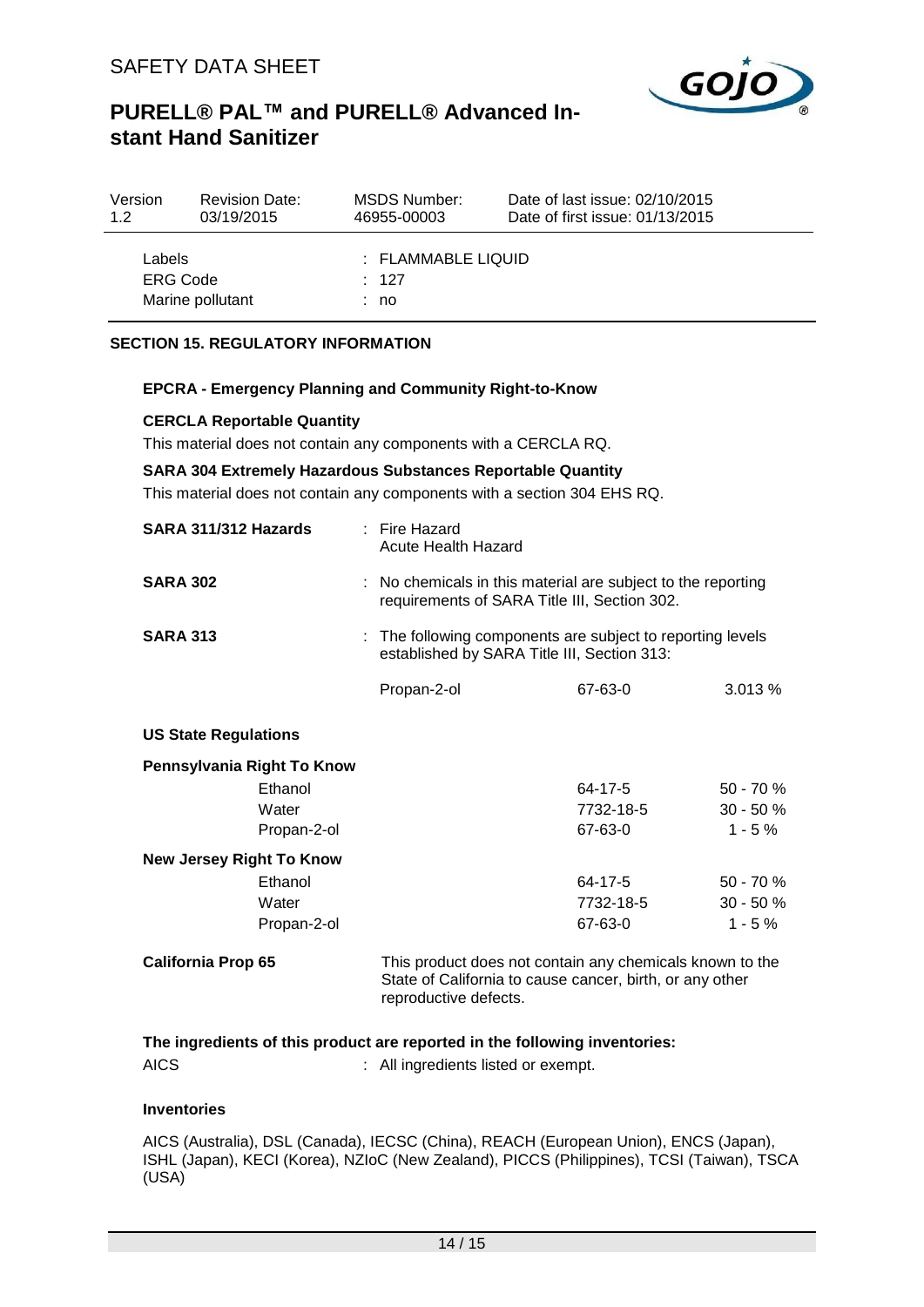| Version | Revision Date: | MSDS Number: | Date of last issue: 02/10/2015 |
|---|---|---|---|
| 1.2 | 03/19/2015 | 46955-00003 | Date of first issue: 01/13/2015 |

| | |
|---|---|
| Labels | : FLAMMABLE LIQUID |
| ERG Code | : 127 |
| Marine pollutant | : no |

## SECTION 15. REGULATORY INFORMATION

**EPCRA - Emergency Planning and Community Right-to-Know**

**CERCLA Reportable Quantity**

This material does not contain any components with a CERCLA RQ.

**SARA 304 Extremely Hazardous Substances Reportable Quantity**

This material does not contain any components with a section 304 EHS RQ.

**SARA 311/312 Hazards** : Fire Hazard
Acute Health Hazard

**SARA 302** : No chemicals in this material are subject to the reporting requirements of SARA Title III, Section 302.

**SARA 313** : The following components are subject to reporting levels established by SARA Title III, Section 313:

| Component | CAS-No. | Concentration |
|---|---|---|
| Propan-2-ol | 67-63-0 | 3.013 % |

**US State Regulations**

**Pennsylvania Right To Know**

| Component | CAS-No. | Concentration |
|---|---|---|
| Ethanol | 64-17-5 | 50 - 70 % |
| Water | 7732-18-5 | 30 - 50 % |
| Propan-2-ol | 67-63-0 | 1 - 5 % |

**New Jersey Right To Know**

| Component | CAS-No. | Concentration |
|---|---|---|
| Ethanol | 64-17-5 | 50 - 70 % |
| Water | 7732-18-5 | 30 - 50 % |
| Propan-2-ol | 67-63-0 | 1 - 5 % |

**California Prop 65** This product does not contain any chemicals known to the State of California to cause cancer, birth, or any other reproductive defects.

**The ingredients of this product are reported in the following inventories:**

AICS : All ingredients listed or exempt.

**Inventories**

AICS (Australia), DSL (Canada), IECSC (China), REACH (European Union), ENCS (Japan), ISHL (Japan), KECI (Korea), NZIoC (New Zealand), PICCS (Philippines), TCSI (Taiwan), TSCA (USA)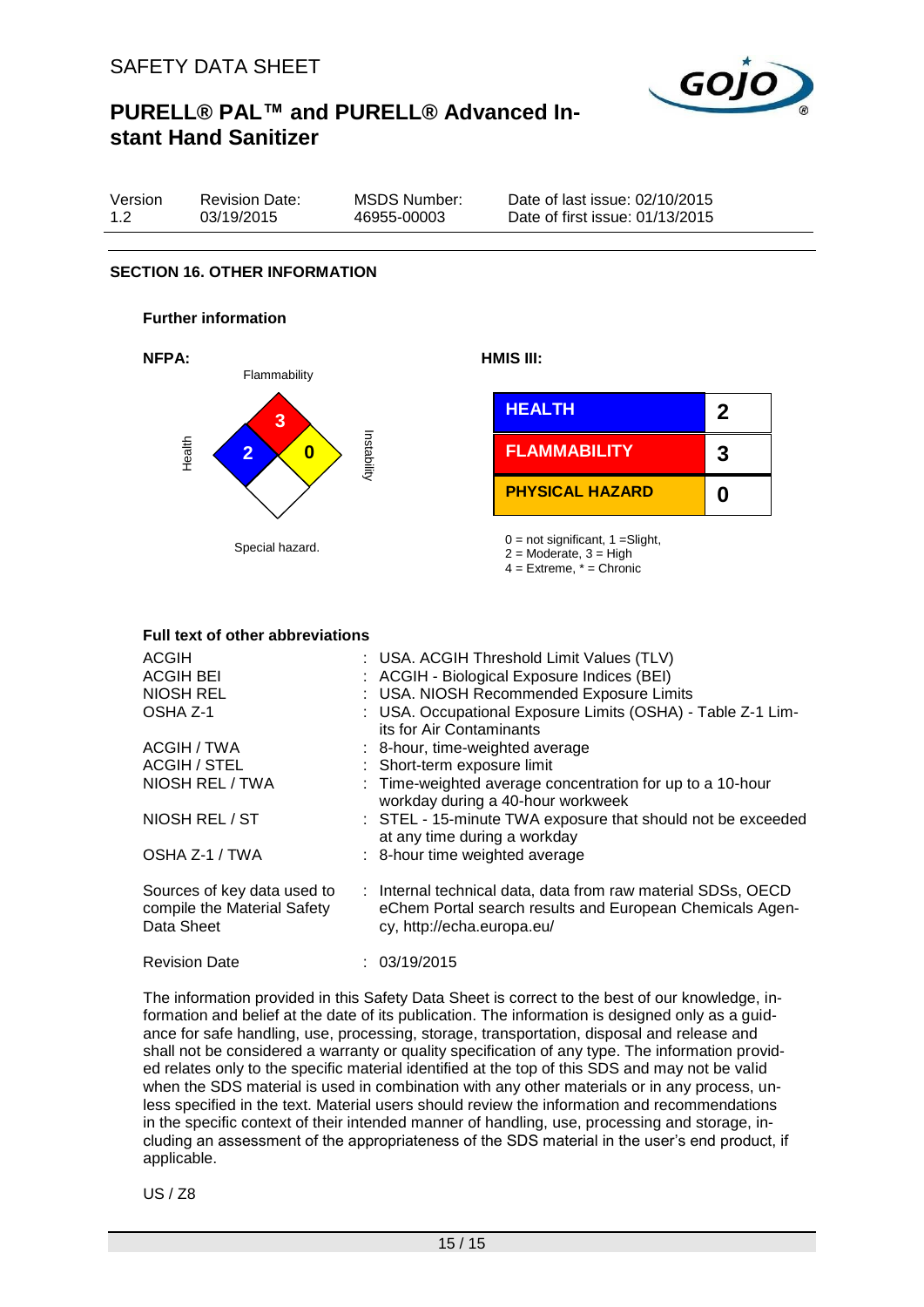## SECTION 16. OTHER INFORMATION

### Further information

**NFPA:**

Flammability

Health

Instability

3

2

0

Special hazard.

**HMIS III:**

| | |
|---|---|
| HEALTH | 2 |
| FLAMMABILITY | 3 |
| PHYSICAL HAZARD | 0 |

0 = not significant, 1 =Slight,
2 = Moderate, 3 = High
4 = Extreme, * = Chronic

### Full text of other abbreviations

| | |
|---|---|
| ACGIH | : USA. ACGIH Threshold Limit Values (TLV) |
| ACGIH BEI | : ACGIH - Biological Exposure Indices (BEI) |
| NIOSH REL | : USA. NIOSH Recommended Exposure Limits |
| OSHA Z-1 | : USA. Occupational Exposure Limits (OSHA) - Table Z-1 Limits for Air Contaminants |
| ACGIH / TWA | : 8-hour, time-weighted average |
| ACGIH / STEL | : Short-term exposure limit |
| NIOSH REL / TWA | : Time-weighted average concentration for up to a 10-hour workday during a 40-hour workweek |
| NIOSH REL / ST | : STEL - 15-minute TWA exposure that should not be exceeded at any time during a workday |
| OSHA Z-1 / TWA | : 8-hour time weighted average |
| Sources of key data used to compile the Material Safety Data Sheet | : Internal technical data, data from raw material SDSs, OECD eChem Portal search results and European Chemicals Agency, http://echa.europa.eu/ |
| Revision Date | : 03/19/2015 |

The information provided in this Safety Data Sheet is correct to the best of our knowledge, information and belief at the date of its publication. The information is designed only as a guidance for safe handling, use, processing, storage, transportation, disposal and release and shall not be considered a warranty or quality specification of any type. The information provided relates only to the specific material identified at the top of this SDS and may not be valid when the SDS material is used in combination with any other materials or in any process, unless specified in the text. Material users should review the information and recommendations in the specific context of their intended manner of handling, use, processing and storage, including an assessment of the appropriateness of the SDS material in the user's end product, if applicable.

US / Z8